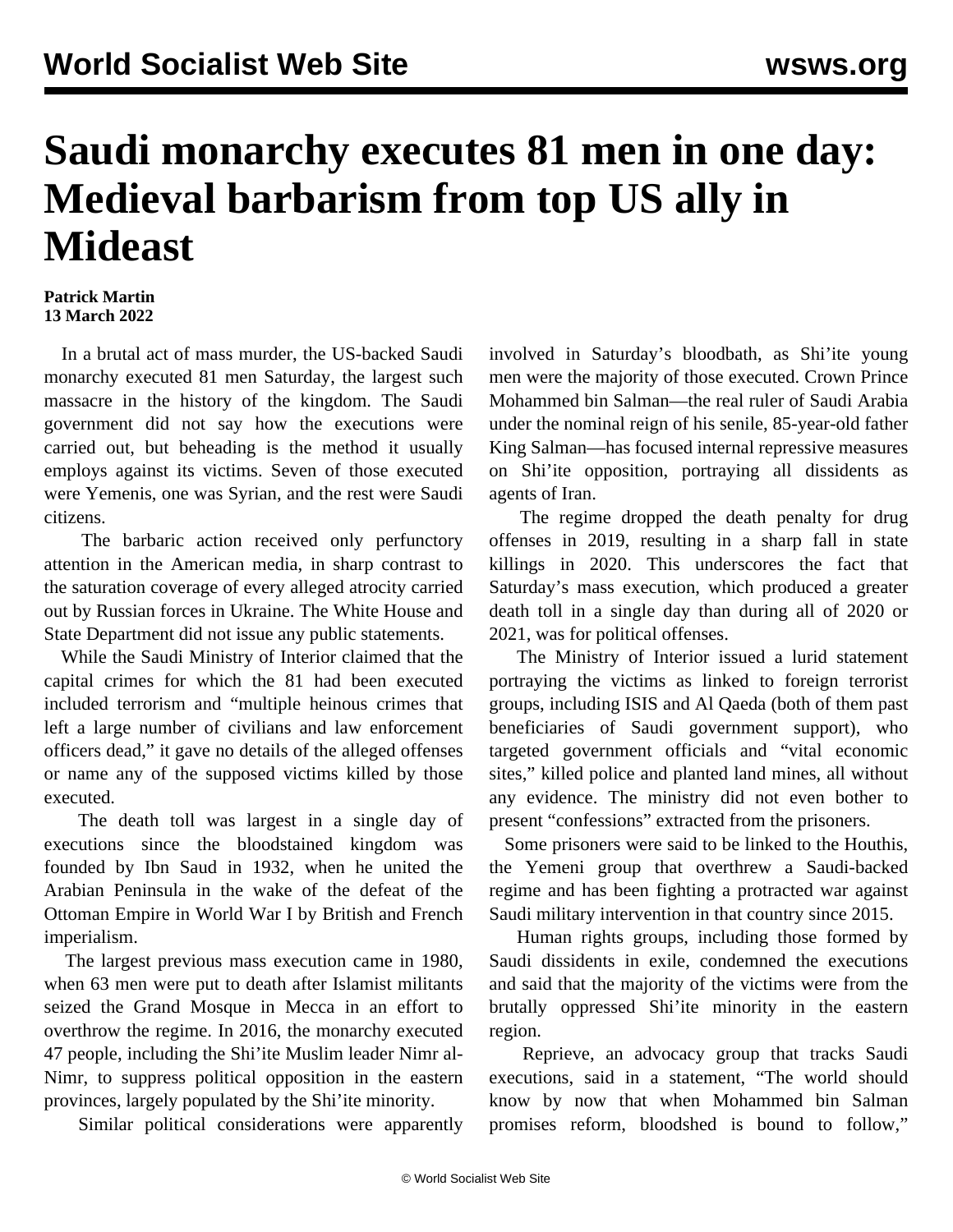# Saudi monarchy executes 81 men in one day: Medieval barbarism from top US ally in Mideast

**Patrick Martin**
**13 March 2022**

In a brutal act of mass murder, the US-backed Saudi monarchy executed 81 men Saturday, the largest such massacre in the history of the kingdom. The Saudi government did not say how the executions were carried out, but beheading is the method it usually employs against its victims. Seven of those executed were Yemenis, one was Syrian, and the rest were Saudi citizens.

The barbaric action received only perfunctory attention in the American media, in sharp contrast to the saturation coverage of every alleged atrocity carried out by Russian forces in Ukraine. The White House and State Department did not issue any public statements.

While the Saudi Ministry of Interior claimed that the capital crimes for which the 81 had been executed included terrorism and "multiple heinous crimes that left a large number of civilians and law enforcement officers dead," it gave no details of the alleged offenses or name any of the supposed victims killed by those executed.

The death toll was largest in a single day of executions since the bloodstained kingdom was founded by Ibn Saud in 1932, when he united the Arabian Peninsula in the wake of the defeat of the Ottoman Empire in World War I by British and French imperialism.

The largest previous mass execution came in 1980, when 63 men were put to death after Islamist militants seized the Grand Mosque in Mecca in an effort to overthrow the regime. In 2016, the monarchy executed 47 people, including the Shi'ite Muslim leader Nimr al-Nimr, to suppress political opposition in the eastern provinces, largely populated by the Shi'ite minority.

Similar political considerations were apparently involved in Saturday's bloodbath, as Shi'ite young men were the majority of those executed. Crown Prince Mohammed bin Salman—the real ruler of Saudi Arabia under the nominal reign of his senile, 85-year-old father King Salman—has focused internal repressive measures on Shi'ite opposition, portraying all dissidents as agents of Iran.

The regime dropped the death penalty for drug offenses in 2019, resulting in a sharp fall in state killings in 2020. This underscores the fact that Saturday's mass execution, which produced a greater death toll in a single day than during all of 2020 or 2021, was for political offenses.

The Ministry of Interior issued a lurid statement portraying the victims as linked to foreign terrorist groups, including ISIS and Al Qaeda (both of them past beneficiaries of Saudi government support), who targeted government officials and "vital economic sites," killed police and planted land mines, all without any evidence. The ministry did not even bother to present "confessions" extracted from the prisoners.

Some prisoners were said to be linked to the Houthis, the Yemeni group that overthrew a Saudi-backed regime and has been fighting a protracted war against Saudi military intervention in that country since 2015.

Human rights groups, including those formed by Saudi dissidents in exile, condemned the executions and said that the majority of the victims were from the brutally oppressed Shi'ite minority in the eastern region.

Reprieve, an advocacy group that tracks Saudi executions, said in a statement, "The world should know by now that when Mohammed bin Salman promises reform, bloodshed is bound to follow,"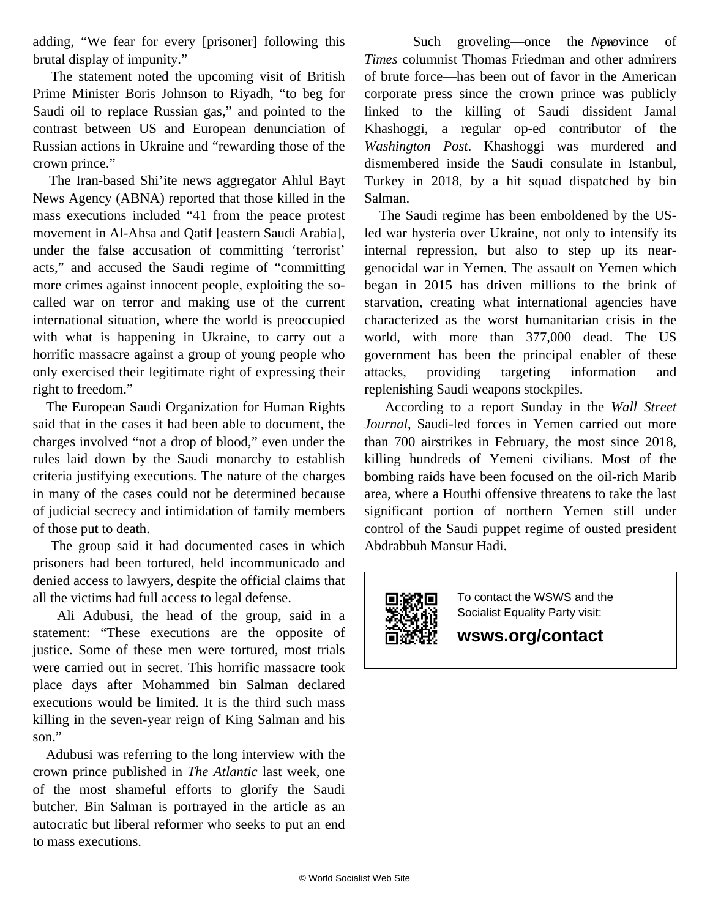adding, "We fear for every [prisoner] following this brutal display of impunity."

The statement noted the upcoming visit of British Prime Minister Boris Johnson to Riyadh, "to beg for Saudi oil to replace Russian gas," and pointed to the contrast between US and European denunciation of Russian actions in Ukraine and "rewarding those of the crown prince."

The Iran-based Shi'ite news aggregator Ahlul Bayt News Agency (ABNA) reported that those killed in the mass executions included "41 from the peace protest movement in Al-Ahsa and Qatif [eastern Saudi Arabia], under the false accusation of committing 'terrorist' acts," and accused the Saudi regime of "committing more crimes against innocent people, exploiting the so-called war on terror and making use of the current international situation, where the world is preoccupied with what is happening in Ukraine, to carry out a horrific massacre against a group of young people who only exercised their legitimate right of expressing their right to freedom."

The European Saudi Organization for Human Rights said that in the cases it had been able to document, the charges involved "not a drop of blood," even under the rules laid down by the Saudi monarchy to establish criteria justifying executions. The nature of the charges in many of the cases could not be determined because of judicial secrecy and intimidation of family members of those put to death.

The group said it had documented cases in which prisoners had been tortured, held incommunicado and denied access to lawyers, despite the official claims that all the victims had full access to legal defense.

Ali Adubusi, the head of the group, said in a statement: "These executions are the opposite of justice. Some of these men were tortured, most trials were carried out in secret. This horrific massacre took place days after Mohammed bin Salman declared executions would be limited. It is the third such mass killing in the seven-year reign of King Salman and his son."

Adubusi was referring to the long interview with the crown prince published in *The Atlantic* last week, one of the most shameful efforts to glorify the Saudi butcher. Bin Salman is portrayed in the article as an autocratic but liberal reformer who seeks to put an end to mass executions.

Such groveling—once the province of *New York Times* columnist Thomas Friedman and other admirers of brute force—has been out of favor in the American corporate press since the crown prince was publicly linked to the killing of Saudi dissident Jamal Khashoggi, a regular op-ed contributor of the *Washington Post*. Khashoggi was murdered and dismembered inside the Saudi consulate in Istanbul, Turkey in 2018, by a hit squad dispatched by bin Salman.

The Saudi regime has been emboldened by the US-led war hysteria over Ukraine, not only to intensify its internal repression, but also to step up its near-genocidal war in Yemen. The assault on Yemen which began in 2015 has driven millions to the brink of starvation, creating what international agencies have characterized as the worst humanitarian crisis in the world, with more than 377,000 dead. The US government has been the principal enabler of these attacks, providing targeting information and replenishing Saudi weapons stockpiles.

According to a report Sunday in the *Wall Street Journal*, Saudi-led forces in Yemen carried out more than 700 airstrikes in February, the most since 2018, killing hundreds of Yemeni civilians. Most of the bombing raids have been focused on the oil-rich Marib area, where a Houthi offensive threatens to take the last significant portion of northern Yemen still under control of the Saudi puppet regime of ousted president Abdrabbuh Mansur Hadi.

To contact the WSWS and the Socialist Equality Party visit:

**wsws.org/contact**